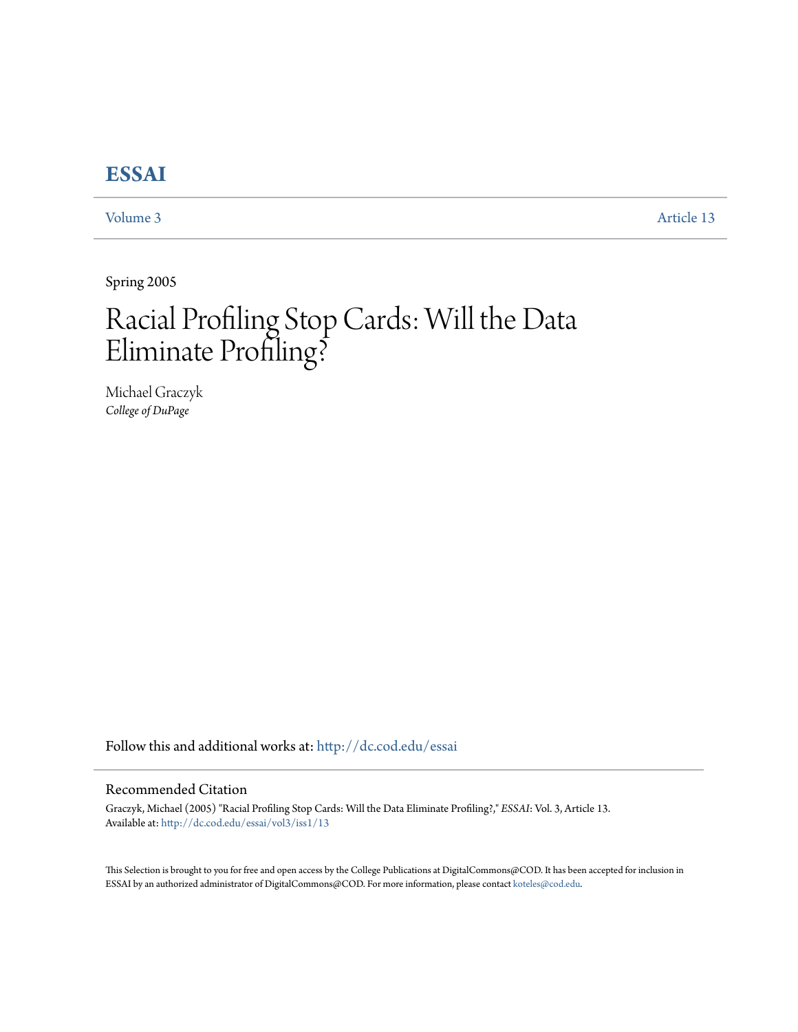# ESSAI

Volume 3 | Article 13

Spring 2005

# Racial Profiling Stop Cards: Will the Data Eliminate Profiling?

Michael Graczyk
*College of DuPage*

Follow this and additional works at: http://dc.cod.edu/essai

## Recommended Citation

Graczyk, Michael (2005) "Racial Profiling Stop Cards: Will the Data Eliminate Profiling?," *ESSAI*: Vol. 3, Article 13.
Available at: http://dc.cod.edu/essai/vol3/iss1/13

This Selection is brought to you for free and open access by the College Publications at DigitalCommons@COD. It has been accepted for inclusion in ESSAI by an authorized administrator of DigitalCommons@COD. For more information, please contact koteles@cod.edu.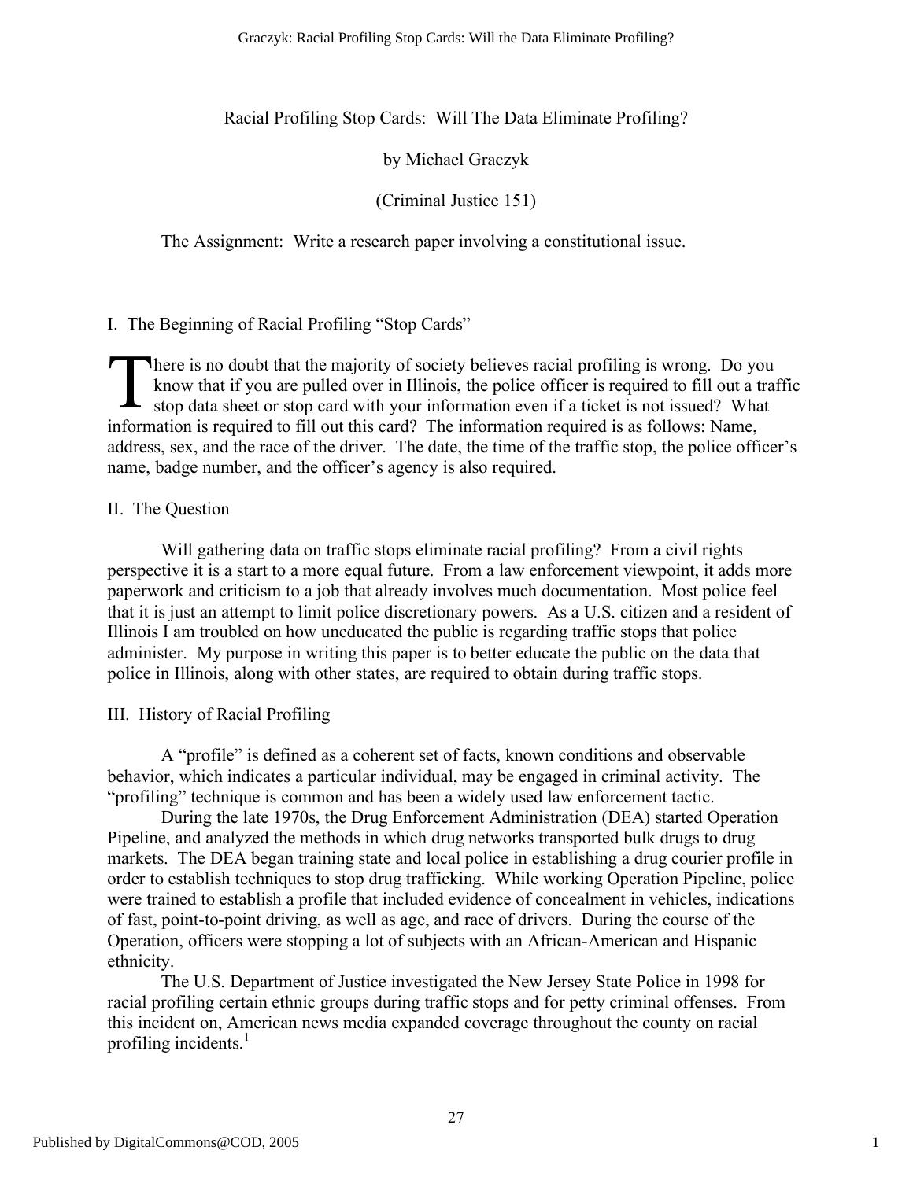Racial Profiling Stop Cards: Will The Data Eliminate Profiling?

by Michael Graczyk

(Criminal Justice 151)

The Assignment: Write a research paper involving a constitutional issue.

## I. The Beginning of Racial Profiling "Stop Cards"

There is no doubt that the majority of society believes racial profiling is wrong. Do you know that if you are pulled over in Illinois, the police officer is required to fill out a traffic stop data sheet or stop card with your information even if a ticket is not issued? What information is required to fill out this card? The information required is as follows: Name, address, sex, and the race of the driver. The date, the time of the traffic stop, the police officer's name, badge number, and the officer's agency is also required.

## II. The Question

Will gathering data on traffic stops eliminate racial profiling? From a civil rights perspective it is a start to a more equal future. From a law enforcement viewpoint, it adds more paperwork and criticism to a job that already involves much documentation. Most police feel that it is just an attempt to limit police discretionary powers. As a U.S. citizen and a resident of Illinois I am troubled on how uneducated the public is regarding traffic stops that police administer. My purpose in writing this paper is to better educate the public on the data that police in Illinois, along with other states, are required to obtain during traffic stops.

## III. History of Racial Profiling

A "profile" is defined as a coherent set of facts, known conditions and observable behavior, which indicates a particular individual, may be engaged in criminal activity. The "profiling" technique is common and has been a widely used law enforcement tactic.

During the late 1970s, the Drug Enforcement Administration (DEA) started Operation Pipeline, and analyzed the methods in which drug networks transported bulk drugs to drug markets. The DEA began training state and local police in establishing a drug courier profile in order to establish techniques to stop drug trafficking. While working Operation Pipeline, police were trained to establish a profile that included evidence of concealment in vehicles, indications of fast, point-to-point driving, as well as age, and race of drivers. During the course of the Operation, officers were stopping a lot of subjects with an African-American and Hispanic ethnicity.

The U.S. Department of Justice investigated the New Jersey State Police in 1998 for racial profiling certain ethnic groups during traffic stops and for petty criminal offenses. From this incident on, American news media expanded coverage throughout the county on racial profiling incidents.[1]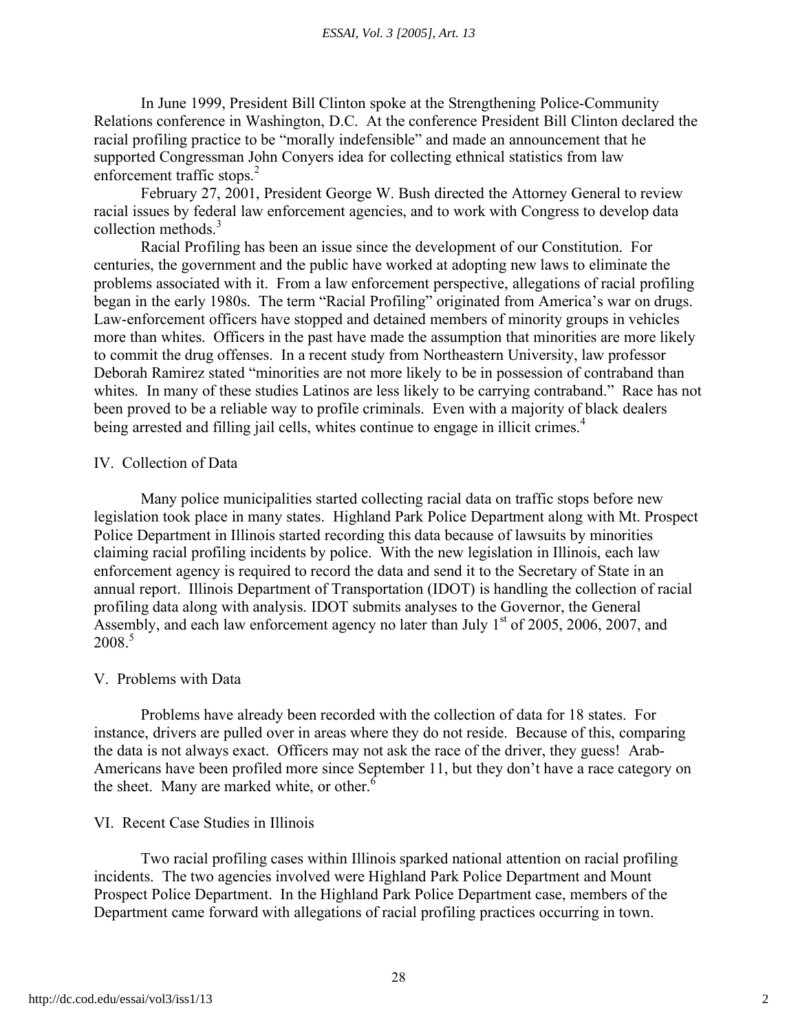In June 1999, President Bill Clinton spoke at the Strengthening Police-Community Relations conference in Washington, D.C. At the conference President Bill Clinton declared the racial profiling practice to be "morally indefensible" and made an announcement that he supported Congressman John Conyers idea for collecting ethnical statistics from law enforcement traffic stops.[2]

February 27, 2001, President George W. Bush directed the Attorney General to review racial issues by federal law enforcement agencies, and to work with Congress to develop data collection methods.[3]

Racial Profiling has been an issue since the development of our Constitution. For centuries, the government and the public have worked at adopting new laws to eliminate the problems associated with it. From a law enforcement perspective, allegations of racial profiling began in the early 1980s. The term "Racial Profiling" originated from America's war on drugs. Law-enforcement officers have stopped and detained members of minority groups in vehicles more than whites. Officers in the past have made the assumption that minorities are more likely to commit the drug offenses. In a recent study from Northeastern University, law professor Deborah Ramirez stated "minorities are not more likely to be in possession of contraband than whites. In many of these studies Latinos are less likely to be carrying contraband." Race has not been proved to be a reliable way to profile criminals. Even with a majority of black dealers being arrested and filling jail cells, whites continue to engage in illicit crimes.[4]

## IV. Collection of Data

Many police municipalities started collecting racial data on traffic stops before new legislation took place in many states. Highland Park Police Department along with Mt. Prospect Police Department in Illinois started recording this data because of lawsuits by minorities claiming racial profiling incidents by police. With the new legislation in Illinois, each law enforcement agency is required to record the data and send it to the Secretary of State in an annual report. Illinois Department of Transportation (IDOT) is handling the collection of racial profiling data along with analysis. IDOT submits analyses to the Governor, the General Assembly, and each law enforcement agency no later than July 1st of 2005, 2006, 2007, and 2008.[5]

## V. Problems with Data

Problems have already been recorded with the collection of data for 18 states. For instance, drivers are pulled over in areas where they do not reside. Because of this, comparing the data is not always exact. Officers may not ask the race of the driver, they guess! Arab-Americans have been profiled more since September 11, but they don't have a race category on the sheet. Many are marked white, or other.[6]

## VI. Recent Case Studies in Illinois

Two racial profiling cases within Illinois sparked national attention on racial profiling incidents. The two agencies involved were Highland Park Police Department and Mount Prospect Police Department. In the Highland Park Police Department case, members of the Department came forward with allegations of racial profiling practices occurring in town.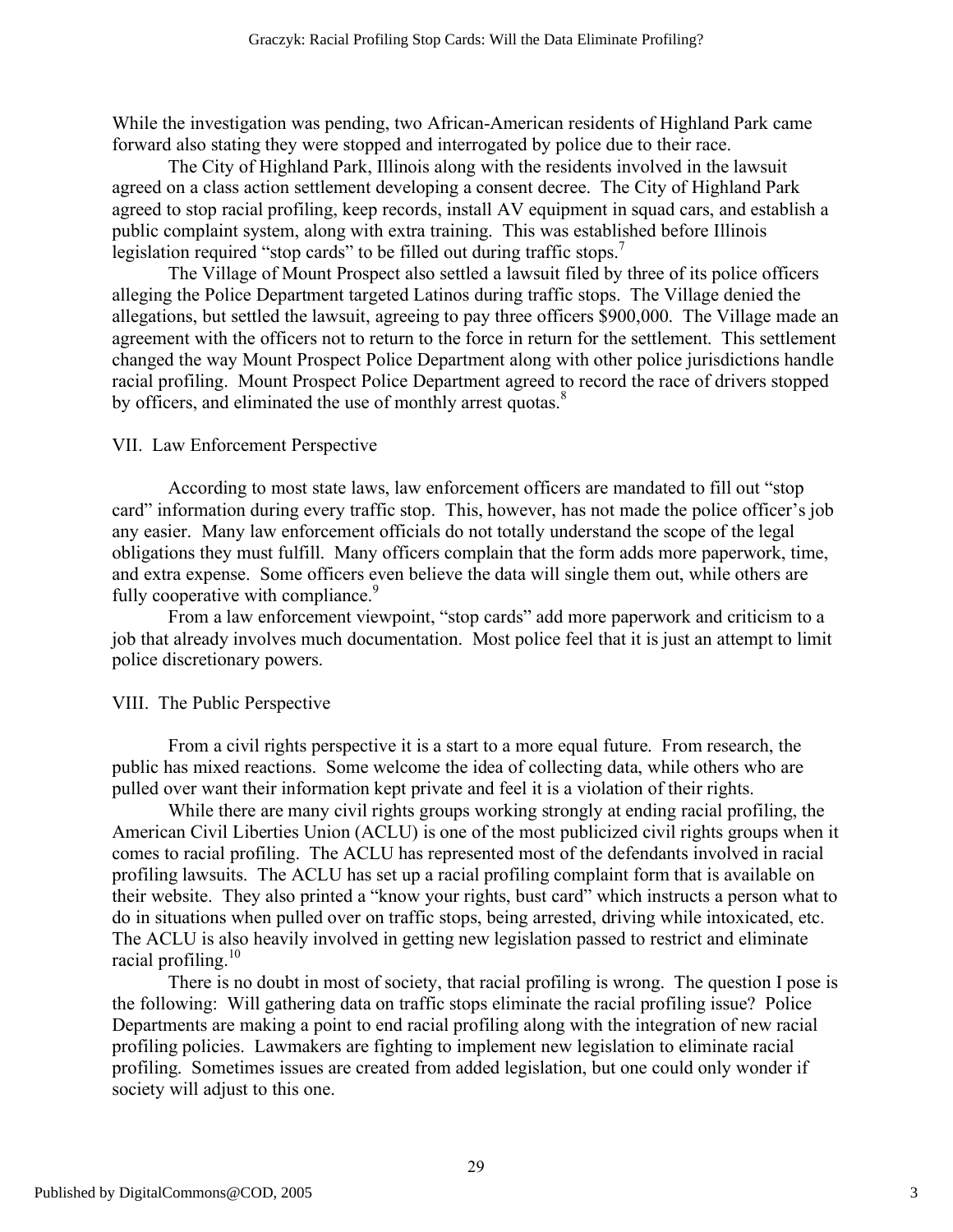While the investigation was pending, two African-American residents of Highland Park came forward also stating they were stopped and interrogated by police due to their race.

The City of Highland Park, Illinois along with the residents involved in the lawsuit agreed on a class action settlement developing a consent decree. The City of Highland Park agreed to stop racial profiling, keep records, install AV equipment in squad cars, and establish a public complaint system, along with extra training. This was established before Illinois legislation required "stop cards" to be filled out during traffic stops.[7]

The Village of Mount Prospect also settled a lawsuit filed by three of its police officers alleging the Police Department targeted Latinos during traffic stops. The Village denied the allegations, but settled the lawsuit, agreeing to pay three officers $900,000. The Village made an agreement with the officers not to return to the force in return for the settlement. This settlement changed the way Mount Prospect Police Department along with other police jurisdictions handle racial profiling. Mount Prospect Police Department agreed to record the race of drivers stopped by officers, and eliminated the use of monthly arrest quotas.[8]

## VII. Law Enforcement Perspective

According to most state laws, law enforcement officers are mandated to fill out "stop card" information during every traffic stop. This, however, has not made the police officer's job any easier. Many law enforcement officials do not totally understand the scope of the legal obligations they must fulfill. Many officers complain that the form adds more paperwork, time, and extra expense. Some officers even believe the data will single them out, while others are fully cooperative with compliance.[9]

From a law enforcement viewpoint, "stop cards" add more paperwork and criticism to a job that already involves much documentation. Most police feel that it is just an attempt to limit police discretionary powers.

## VIII. The Public Perspective

From a civil rights perspective it is a start to a more equal future. From research, the public has mixed reactions. Some welcome the idea of collecting data, while others who are pulled over want their information kept private and feel it is a violation of their rights.

While there are many civil rights groups working strongly at ending racial profiling, the American Civil Liberties Union (ACLU) is one of the most publicized civil rights groups when it comes to racial profiling. The ACLU has represented most of the defendants involved in racial profiling lawsuits. The ACLU has set up a racial profiling complaint form that is available on their website. They also printed a "know your rights, bust card" which instructs a person what to do in situations when pulled over on traffic stops, being arrested, driving while intoxicated, etc. The ACLU is also heavily involved in getting new legislation passed to restrict and eliminate racial profiling.[10]

There is no doubt in most of society, that racial profiling is wrong. The question I pose is the following: Will gathering data on traffic stops eliminate the racial profiling issue? Police Departments are making a point to end racial profiling along with the integration of new racial profiling policies. Lawmakers are fighting to implement new legislation to eliminate racial profiling. Sometimes issues are created from added legislation, but one could only wonder if society will adjust to this one.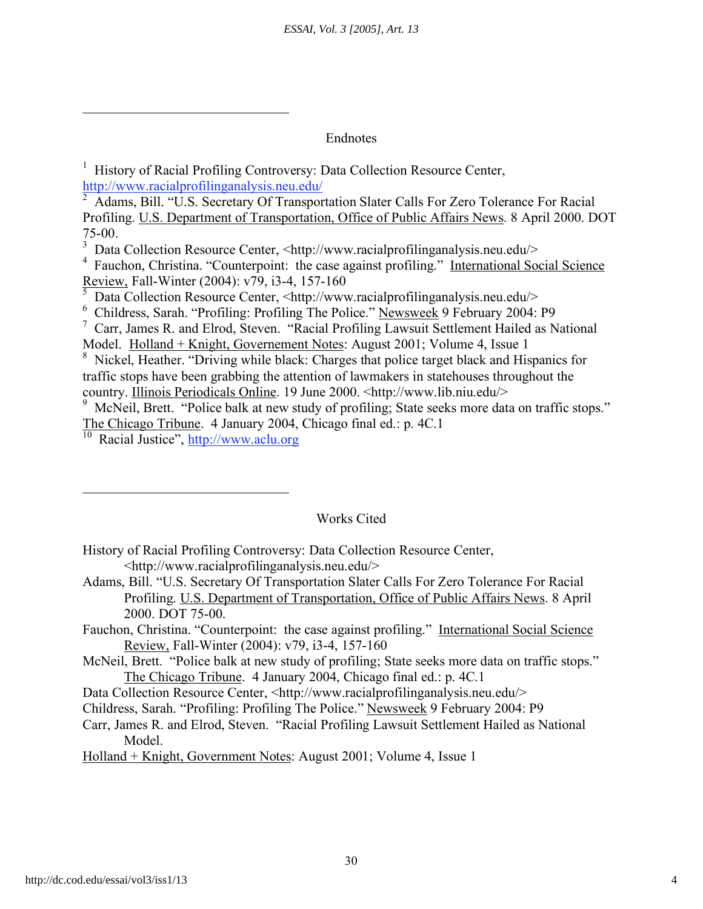## Endnotes

[1] History of Racial Profiling Controversy: Data Collection Resource Center, http://www.racialprofilinganalysis.neu.edu/

[2] Adams, Bill. "U.S. Secretary Of Transportation Slater Calls For Zero Tolerance For Racial Profiling. U.S. Department of Transportation, Office of Public Affairs News. 8 April 2000. DOT 75-00.

[3] Data Collection Resource Center, <http://www.racialprofilinganalysis.neu.edu/>

[4] Fauchon, Christina. "Counterpoint: the case against profiling." International Social Science Review, Fall-Winter (2004): v79, i3-4, 157-160

[5] Data Collection Resource Center, <http://www.racialprofilinganalysis.neu.edu/>

[6] Childress, Sarah. "Profiling: Profiling The Police." Newsweek 9 February 2004: P9

[7] Carr, James R. and Elrod, Steven. "Racial Profiling Lawsuit Settlement Hailed as National Model. Holland + Knight, Governement Notes: August 2001; Volume 4, Issue 1

[8] Nickel, Heather. "Driving while black: Charges that police target black and Hispanics for traffic stops have been grabbing the attention of lawmakers in statehouses throughout the country. Illinois Periodicals Online. 19 June 2000. <http://www.lib.niu.edu/>

[9] McNeil, Brett. "Police balk at new study of profiling; State seeks more data on traffic stops." The Chicago Tribune. 4 January 2004, Chicago final ed.: p. 4C.1

[10] Racial Justice", http://www.aclu.org

## Works Cited

History of Racial Profiling Controversy: Data Collection Resource Center, <http://www.racialprofilinganalysis.neu.edu/>

Adams, Bill. "U.S. Secretary Of Transportation Slater Calls For Zero Tolerance For Racial Profiling. U.S. Department of Transportation, Office of Public Affairs News. 8 April 2000. DOT 75-00.

Fauchon, Christina. "Counterpoint: the case against profiling." International Social Science Review, Fall-Winter (2004): v79, i3-4, 157-160

McNeil, Brett. "Police balk at new study of profiling; State seeks more data on traffic stops." The Chicago Tribune. 4 January 2004, Chicago final ed.: p. 4C.1

Data Collection Resource Center, <http://www.racialprofilinganalysis.neu.edu/>

Childress, Sarah. "Profiling: Profiling The Police." Newsweek 9 February 2004: P9

Carr, James R. and Elrod, Steven. "Racial Profiling Lawsuit Settlement Hailed as National Model.

Holland + Knight, Government Notes: August 2001; Volume 4, Issue 1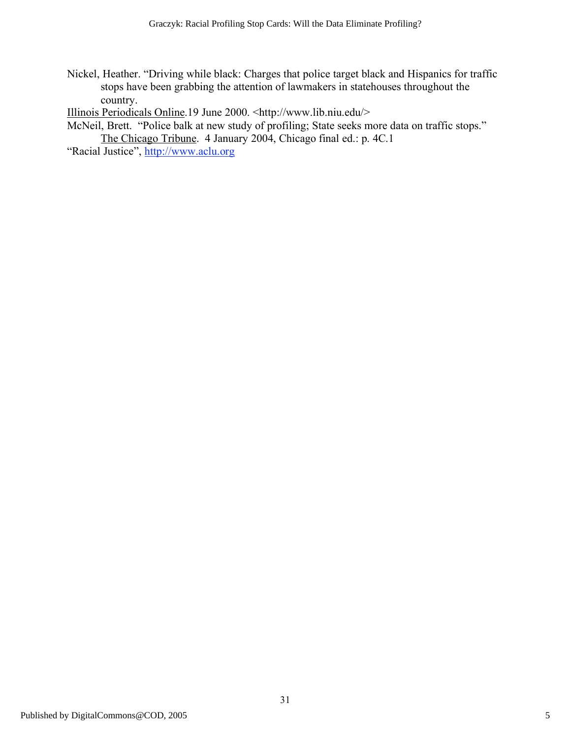Nickel, Heather. "Driving while black: Charges that police target black and Hispanics for traffic stops have been grabbing the attention of lawmakers in statehouses throughout the country.

Illinois Periodicals Online.19 June 2000. <http://www.lib.niu.edu/>

McNeil, Brett. "Police balk at new study of profiling; State seeks more data on traffic stops." The Chicago Tribune. 4 January 2004, Chicago final ed.: p. 4C.1

"Racial Justice", http://www.aclu.org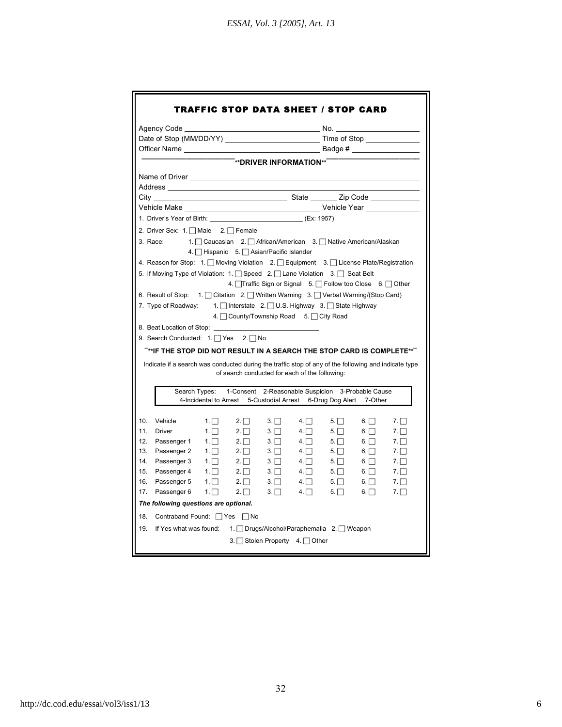## TRAFFIC STOP DATA SHEET / STOP CARD

Agency Code ______________________ No. ______________

Date of Stop (MM/DD/YY) ______________ Time of Stop ________

Officer Name ______________________ Badge # __________

**DRIVER INFORMATION**

Name of Driver ______________________

Address ______________________

City ______________ State ______ Zip Code ________

Vehicle Make ______________ Vehicle Year ________

1. Driver's Year of Birth: ______________ (Ex: 1957)
2. Driver Sex: 1. ☐ Male 2. ☐ Female
3. Race: 1. ☐ Caucasian 2. ☐ African/American 3. ☐ Native American/Alaskan 4. ☐ Hispanic 5. ☐ Asian/Pacific Islander
4. Reason for Stop: 1. ☐ Moving Violation 2. ☐ Equipment 3. ☐ License Plate/Registration
5. If Moving Type of Violation: 1. ☐ Speed 2. ☐ Lane Violation 3. ☐ Seat Belt 4. ☐ Traffic Sign or Signal 5. ☐ Follow too Close 6. ☐ Other
6. Result of Stop: 1. ☐ Citation 2. ☐ Written Warning 3. ☐ Verbal Warning/(Stop Card)
7. Type of Roadway: 1. ☐ Interstate 2. ☐ U.S. Highway 3. ☐ State Highway 4. ☐ County/Township Road 5. ☐ City Road
8. Beat Location of Stop: ______________
9. Search Conducted: 1. ☐ Yes 2. ☐ No

**IF THE STOP DID NOT RESULT IN A SEARCH THE STOP CARD IS COMPLETE**

Indicate if a search was conducted during the traffic stop of any of the following and indicate type of search conducted for each of the following:

Search Types: 1-Consent 2-Reasonable Suspicion 3-Probable Cause 4-Incidental to Arrest 5-Custodial Arrest 6-Drug Dog Alert 7-Other

| | | | | | | | | |
|---|---|---|---|---|---|---|---|---|
| 10. | Vehicle | 1. ☐ | 2. ☐ | 3. ☐ | 4. ☐ | 5. ☐ | 6. ☐ | 7. ☐ |
| 11. | Driver | 1. ☐ | 2. ☐ | 3. ☐ | 4. ☐ | 5. ☐ | 6. ☐ | 7. ☐ |
| 12. | Passenger 1 | 1. ☐ | 2. ☐ | 3. ☐ | 4. ☐ | 5. ☐ | 6. ☐ | 7. ☐ |
| 13. | Passenger 2 | 1. ☐ | 2. ☐ | 3. ☐ | 4. ☐ | 5. ☐ | 6. ☐ | 7. ☐ |
| 14. | Passenger 3 | 1. ☐ | 2. ☐ | 3. ☐ | 4. ☐ | 5. ☐ | 6. ☐ | 7. ☐ |
| 15. | Passenger 4 | 1. ☐ | 2. ☐ | 3. ☐ | 4. ☐ | 5. ☐ | 6. ☐ | 7. ☐ |
| 16. | Passenger 5 | 1. ☐ | 2. ☐ | 3. ☐ | 4. ☐ | 5. ☐ | 6. ☐ | 7. ☐ |
| 17. | Passenger 6 | 1. ☐ | 2. ☐ | 3. ☐ | 4. ☐ | 5. ☐ | 6. ☐ | 7. ☐ |

***The following questions are optional.***

18. Contraband Found: ☐ Yes ☐ No
19. If Yes what was found: 1. ☐ Drugs/Alcohol/Paraphemalia 2. ☐ Weapon 3. ☐ Stolen Property 4. ☐ Other